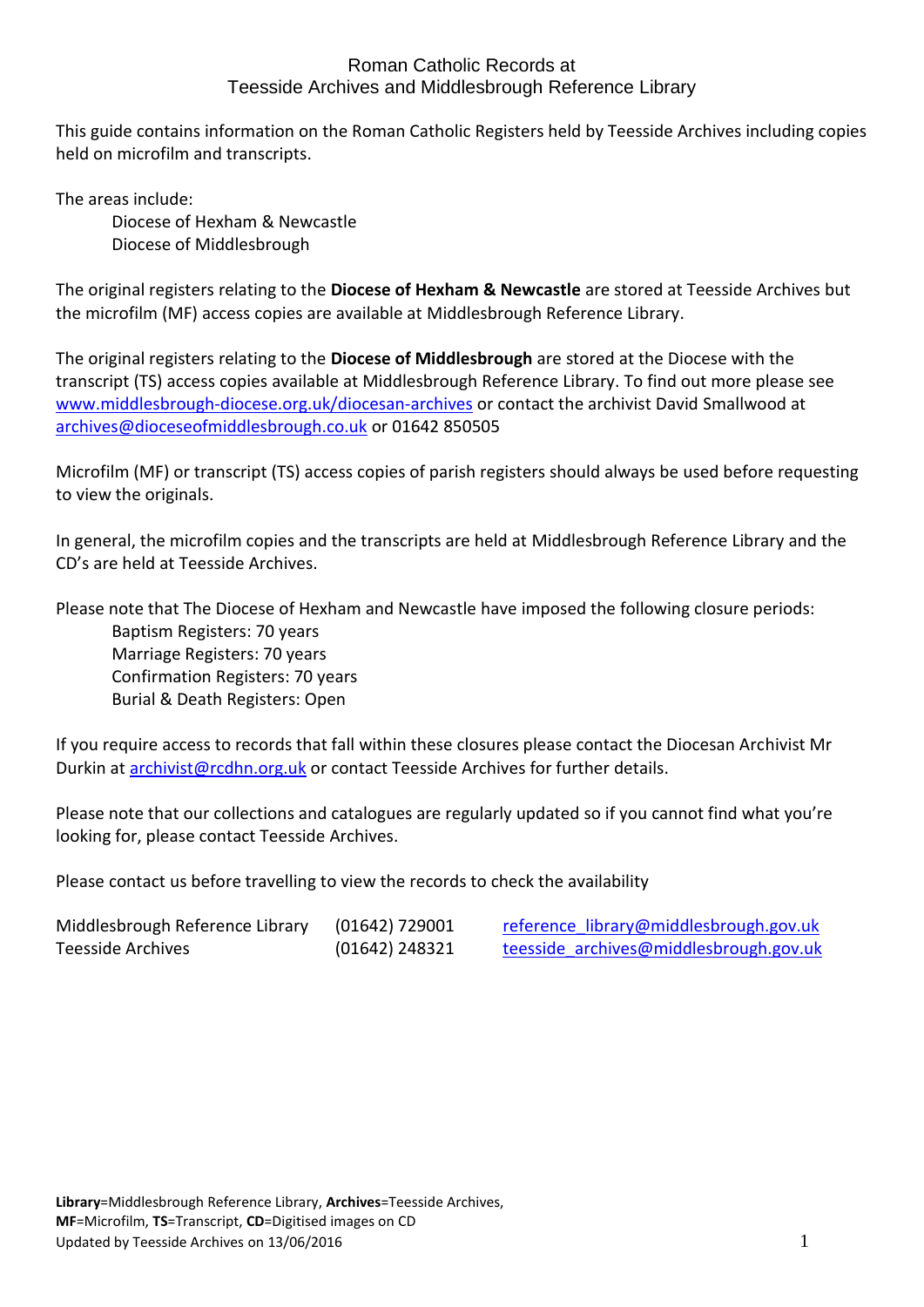# Roman Catholic Records at Teesside Archives and Middlesbrough Reference Library

This guide contains information on the Roman Catholic Registers held by Teesside Archives including copies held on microfilm and transcripts.

The areas include:

- Diocese of Hexham & Newcastle
- Diocese of Middlesbrough

The original registers relating to the **Diocese of Hexham & Newcastle** are stored at Teesside Archives but the microfilm (MF) access copies are available at Middlesbrough Reference Library.

The original registers relating to the **Diocese of Middlesbrough** are stored at the Diocese with the transcript (TS) access copies available at Middlesbrough Reference Library. To find out more please see www.middlesbrough-diocese.org.uk/diocesan-archives or contact the archivist David Smallwood at archives@dioceseofmiddlesbrough.co.uk or 01642 850505

Microfilm (MF) or transcript (TS) access copies of parish registers should always be used before requesting to view the originals.

In general, the microfilm copies and the transcripts are held at Middlesbrough Reference Library and the CD's are held at Teesside Archives.

Please note that The Diocese of Hexham and Newcastle have imposed the following closure periods:

- Baptism Registers: 70 years
- Marriage Registers: 70 years
- Confirmation Registers: 70 years
- Burial & Death Registers: Open

If you require access to records that fall within these closures please contact the Diocesan Archivist Mr Durkin at archivist@rcdhn.org.uk or contact Teesside Archives for further details.

Please note that our collections and catalogues are regularly updated so if you cannot find what you're looking for, please contact Teesside Archives.

Please contact us before travelling to view the records to check the availability

| | | |
|---|---|---|
| Middlesbrough Reference Library | (01642) 729001 | reference_library@middlesbrough.gov.uk |
| Teesside Archives | (01642) 248321 | teesside_archives@middlesbrough.gov.uk |

**Library**=Middlesbrough Reference Library, **Archives**=Teesside Archives,
**MF**=Microfilm, **TS**=Transcript, **CD**=Digitised images on CD
Updated by Teesside Archives on 13/06/2016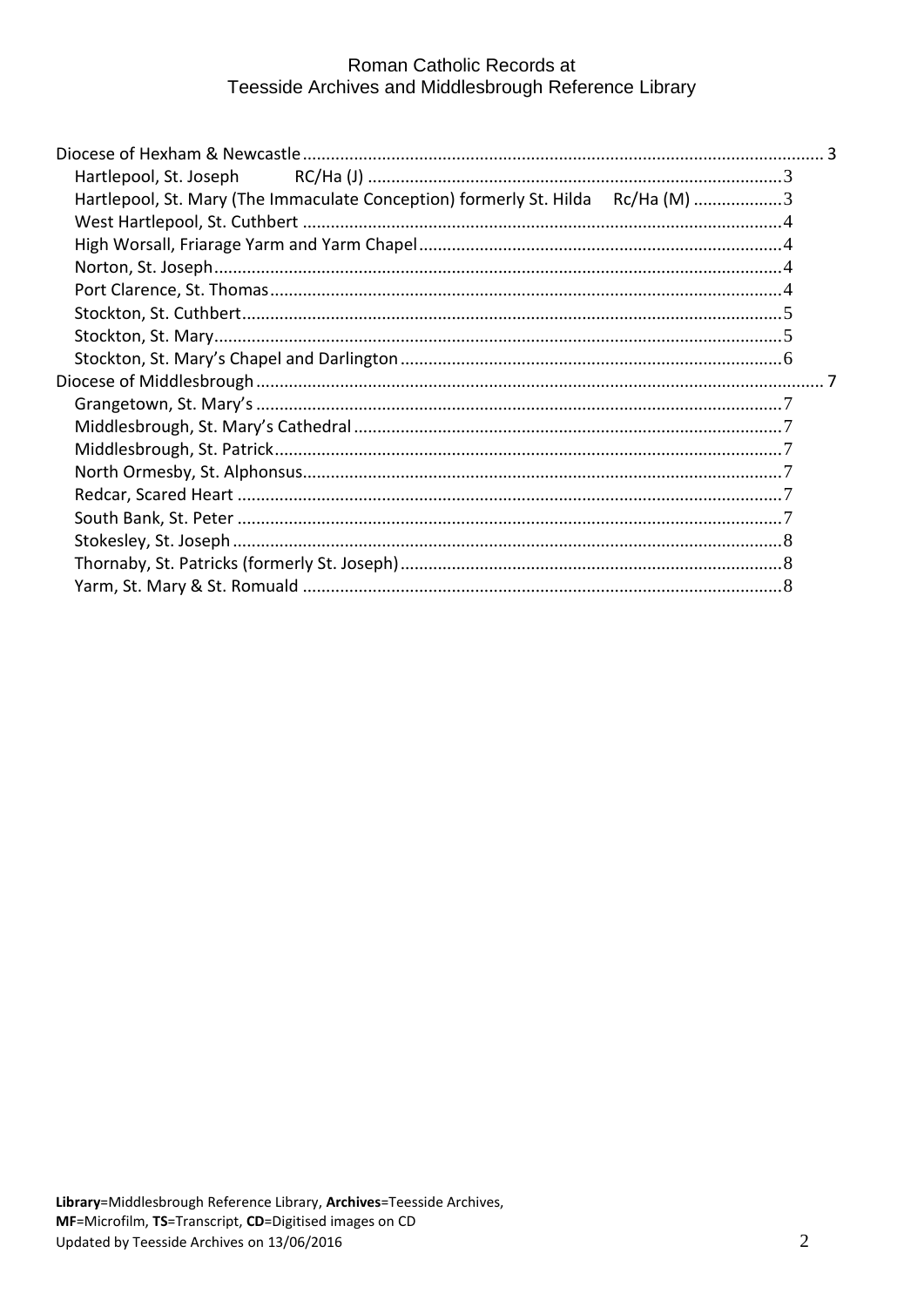# Roman Catholic Records at Teesside Archives and Middlesbrough Reference Library

- Diocese of Hexham & Newcastle ... 3
  - Hartlepool, St. Joseph RC/Ha (J) ... 3
  - Hartlepool, St. Mary (The Immaculate Conception) formerly St. Hilda Rc/Ha (M) ... 3
  - West Hartlepool, St. Cuthbert ... 4
  - High Worsall, Friarage Yarm and Yarm Chapel ... 4
  - Norton, St. Joseph ... 4
  - Port Clarence, St. Thomas ... 4
  - Stockton, St. Cuthbert ... 5
  - Stockton, St. Mary ... 5
  - Stockton, St. Mary's Chapel and Darlington ... 6
- Diocese of Middlesbrough ... 7
  - Grangetown, St. Mary's ... 7
  - Middlesbrough, St. Mary's Cathedral ... 7
  - Middlesbrough, St. Patrick ... 7
  - North Ormesby, St. Alphonsus ... 7
  - Redcar, Scared Heart ... 7
  - South Bank, St. Peter ... 7
  - Stokesley, St. Joseph ... 8
  - Thornaby, St. Patricks (formerly St. Joseph) ... 8
  - Yarm, St. Mary & St. Romuald ... 8

**Library**=Middlesbrough Reference Library, **Archives**=Teesside Archives,
**MF**=Microfilm, **TS**=Transcript, **CD**=Digitised images on CD
Updated by Teesside Archives on 13/06/2016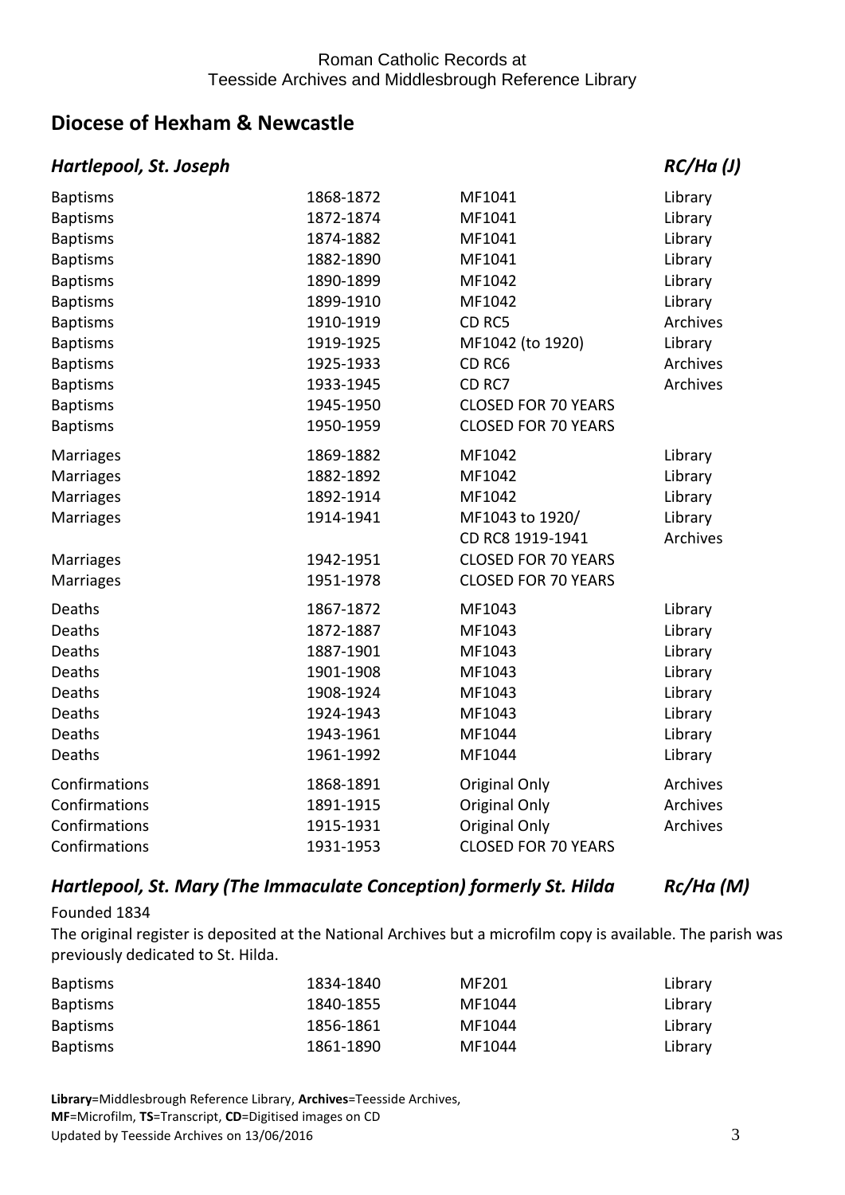## Diocese of Hexham & Newcastle

### *Hartlepool, St. Joseph* *RC/Ha (J)*

| | | | |
|---|---|---|---|
| Baptisms | 1868-1872 | MF1041 | Library |
| Baptisms | 1872-1874 | MF1041 | Library |
| Baptisms | 1874-1882 | MF1041 | Library |
| Baptisms | 1882-1890 | MF1041 | Library |
| Baptisms | 1890-1899 | MF1042 | Library |
| Baptisms | 1899-1910 | MF1042 | Library |
| Baptisms | 1910-1919 | CD RC5 | Archives |
| Baptisms | 1919-1925 | MF1042 (to 1920) | Library |
| Baptisms | 1925-1933 | CD RC6 | Archives |
| Baptisms | 1933-1945 | CD RC7 | Archives |
| Baptisms | 1945-1950 | CLOSED FOR 70 YEARS | |
| Baptisms | 1950-1959 | CLOSED FOR 70 YEARS | |
| Marriages | 1869-1882 | MF1042 | Library |
| Marriages | 1882-1892 | MF1042 | Library |
| Marriages | 1892-1914 | MF1042 | Library |
| Marriages | 1914-1941 | MF1043 to 1920/ CD RC8 1919-1941 | Library Archives |
| Marriages | 1942-1951 | CLOSED FOR 70 YEARS | |
| Marriages | 1951-1978 | CLOSED FOR 70 YEARS | |
| Deaths | 1867-1872 | MF1043 | Library |
| Deaths | 1872-1887 | MF1043 | Library |
| Deaths | 1887-1901 | MF1043 | Library |
| Deaths | 1901-1908 | MF1043 | Library |
| Deaths | 1908-1924 | MF1043 | Library |
| Deaths | 1924-1943 | MF1043 | Library |
| Deaths | 1943-1961 | MF1044 | Library |
| Deaths | 1961-1992 | MF1044 | Library |
| Confirmations | 1868-1891 | Original Only | Archives |
| Confirmations | 1891-1915 | Original Only | Archives |
| Confirmations | 1915-1931 | Original Only | Archives |
| Confirmations | 1931-1953 | CLOSED FOR 70 YEARS | |

### *Hartlepool, St. Mary (The Immaculate Conception) formerly St. Hilda* *Rc/Ha (M)*

Founded 1834

The original register is deposited at the National Archives but a microfilm copy is available. The parish was previously dedicated to St. Hilda.

| | | | |
|---|---|---|---|
| Baptisms | 1834-1840 | MF201 | Library |
| Baptisms | 1840-1855 | MF1044 | Library |
| Baptisms | 1856-1861 | MF1044 | Library |
| Baptisms | 1861-1890 | MF1044 | Library |

**Library**=Middlesbrough Reference Library, **Archives**=Teesside Archives,
**MF**=Microfilm, **TS**=Transcript, **CD**=Digitised images on CD
Updated by Teesside Archives on 13/06/2016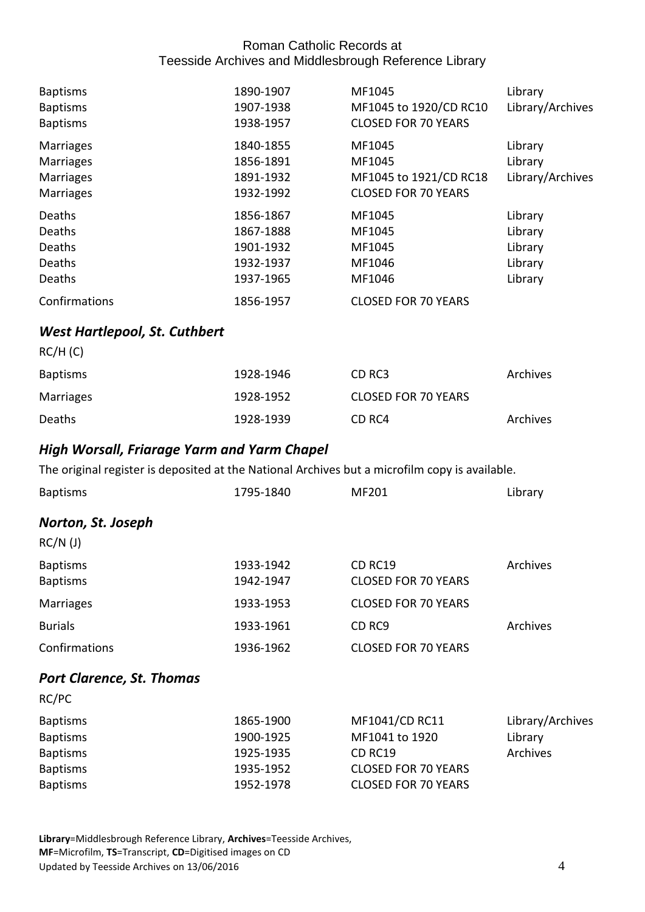| | | | |
|---|---|---|---|
| Baptisms | 1890-1907 | MF1045 | Library |
| Baptisms | 1907-1938 | MF1045 to 1920/CD RC10 | Library/Archives |
| Baptisms | 1938-1957 | CLOSED FOR 70 YEARS | |
| Marriages | 1840-1855 | MF1045 | Library |
| Marriages | 1856-1891 | MF1045 | Library |
| Marriages | 1891-1932 | MF1045 to 1921/CD RC18 | Library/Archives |
| Marriages | 1932-1992 | CLOSED FOR 70 YEARS | |
| Deaths | 1856-1867 | MF1045 | Library |
| Deaths | 1867-1888 | MF1045 | Library |
| Deaths | 1901-1932 | MF1045 | Library |
| Deaths | 1932-1937 | MF1046 | Library |
| Deaths | 1937-1965 | MF1046 | Library |
| Confirmations | 1856-1957 | CLOSED FOR 70 YEARS | |

## *West Hartlepool, St. Cuthbert*

RC/H (C)

| | | | |
|---|---|---|---|
| Baptisms | 1928-1946 | CD RC3 | Archives |
| Marriages | 1928-1952 | CLOSED FOR 70 YEARS | |
| Deaths | 1928-1939 | CD RC4 | Archives |

## *High Worsall, Friarage Yarm and Yarm Chapel*

The original register is deposited at the National Archives but a microfilm copy is available.

| | | | |
|---|---|---|---|
| Baptisms | 1795-1840 | MF201 | Library |

## *Norton, St. Joseph*

RC/N (J)

| | | | |
|---|---|---|---|
| Baptisms | 1933-1942 | CD RC19 | Archives |
| Baptisms | 1942-1947 | CLOSED FOR 70 YEARS | |
| Marriages | 1933-1953 | CLOSED FOR 70 YEARS | |
| Burials | 1933-1961 | CD RC9 | Archives |
| Confirmations | 1936-1962 | CLOSED FOR 70 YEARS | |

## *Port Clarence, St. Thomas*

RC/PC

| | | | |
|---|---|---|---|
| Baptisms | 1865-1900 | MF1041/CD RC11 | Library/Archives |
| Baptisms | 1900-1925 | MF1041 to 1920 | Library |
| Baptisms | 1925-1935 | CD RC19 | Archives |
| Baptisms | 1935-1952 | CLOSED FOR 70 YEARS | |
| Baptisms | 1952-1978 | CLOSED FOR 70 YEARS | |

**Library**=Middlesbrough Reference Library, **Archives**=Teesside Archives,
**MF**=Microfilm, **TS**=Transcript, **CD**=Digitised images on CD
Updated by Teesside Archives on 13/06/2016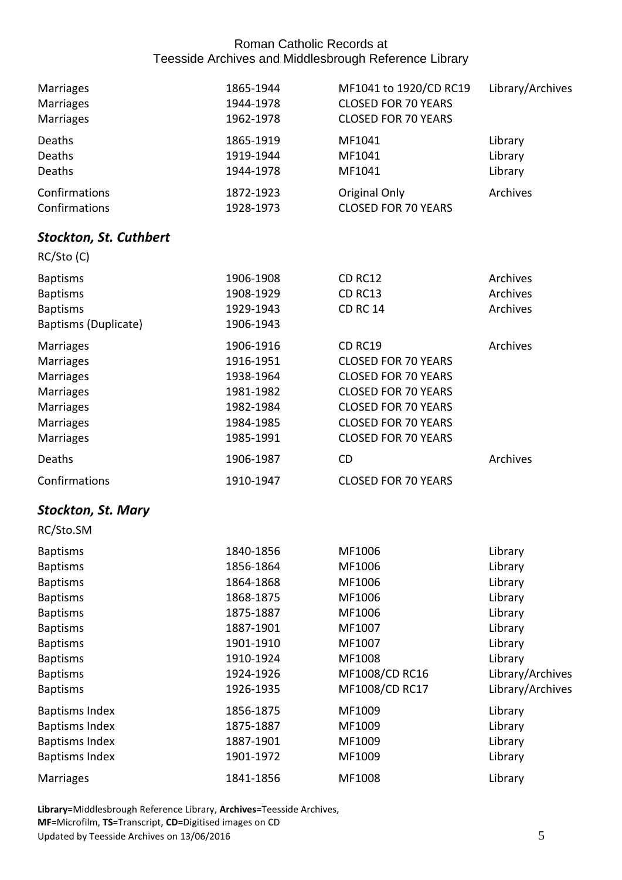| | | | |
|---|---|---|---|
| Marriages | 1865-1944 | MF1041 to 1920/CD RC19 | Library/Archives |
| Marriages | 1944-1978 | CLOSED FOR 70 YEARS | |
| Marriages | 1962-1978 | CLOSED FOR 70 YEARS | |
| Deaths | 1865-1919 | MF1041 | Library |
| Deaths | 1919-1944 | MF1041 | Library |
| Deaths | 1944-1978 | MF1041 | Library |
| Confirmations | 1872-1923 | Original Only | Archives |
| Confirmations | 1928-1973 | CLOSED FOR 70 YEARS | |

### *Stockton, St. Cuthbert*

RC/Sto (C)

| | | | |
|---|---|---|---|
| Baptisms | 1906-1908 | CD RC12 | Archives |
| Baptisms | 1908-1929 | CD RC13 | Archives |
| Baptisms | 1929-1943 | CD RC 14 | Archives |
| Baptisms (Duplicate) | 1906-1943 | | |
| Marriages | 1906-1916 | CD RC19 | Archives |
| Marriages | 1916-1951 | CLOSED FOR 70 YEARS | |
| Marriages | 1938-1964 | CLOSED FOR 70 YEARS | |
| Marriages | 1981-1982 | CLOSED FOR 70 YEARS | |
| Marriages | 1982-1984 | CLOSED FOR 70 YEARS | |
| Marriages | 1984-1985 | CLOSED FOR 70 YEARS | |
| Marriages | 1985-1991 | CLOSED FOR 70 YEARS | |
| Deaths | 1906-1987 | CD | Archives |
| Confirmations | 1910-1947 | CLOSED FOR 70 YEARS | |

### *Stockton, St. Mary*

RC/Sto.SM

| | | | |
|---|---|---|---|
| Baptisms | 1840-1856 | MF1006 | Library |
| Baptisms | 1856-1864 | MF1006 | Library |
| Baptisms | 1864-1868 | MF1006 | Library |
| Baptisms | 1868-1875 | MF1006 | Library |
| Baptisms | 1875-1887 | MF1006 | Library |
| Baptisms | 1887-1901 | MF1007 | Library |
| Baptisms | 1901-1910 | MF1007 | Library |
| Baptisms | 1910-1924 | MF1008 | Library |
| Baptisms | 1924-1926 | MF1008/CD RC16 | Library/Archives |
| Baptisms | 1926-1935 | MF1008/CD RC17 | Library/Archives |
| Baptisms Index | 1856-1875 | MF1009 | Library |
| Baptisms Index | 1875-1887 | MF1009 | Library |
| Baptisms Index | 1887-1901 | MF1009 | Library |
| Baptisms Index | 1901-1972 | MF1009 | Library |
| Marriages | 1841-1856 | MF1008 | Library |

**Library**=Middlesbrough Reference Library, **Archives**=Teesside Archives,
**MF**=Microfilm, **TS**=Transcript, **CD**=Digitised images on CD
Updated by Teesside Archives on 13/06/2016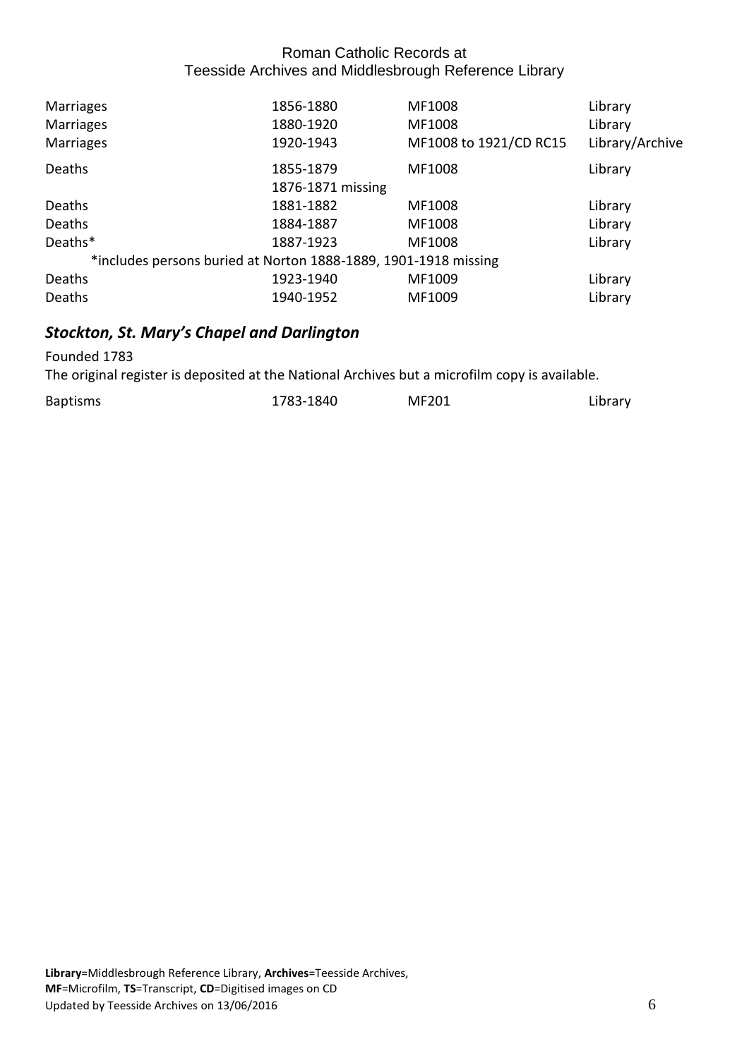| | | | |
|---|---|---|---|
| Marriages | 1856-1880 | MF1008 | Library |
| Marriages | 1880-1920 | MF1008 | Library |
| Marriages | 1920-1943 | MF1008 to 1921/CD RC15 | Library/Archive |
| Deaths | 1855-1879<br>1876-1871 missing | MF1008 | Library |
| Deaths | 1881-1882 | MF1008 | Library |
| Deaths | 1884-1887 | MF1008 | Library |
| Deaths* | 1887-1923 | MF1008 | Library |
| *includes persons buried at Norton 1888-1889, 1901-1918 missing | | | |
| Deaths | 1923-1940 | MF1009 | Library |
| Deaths | 1940-1952 | MF1009 | Library |

## *Stockton, St. Mary's Chapel and Darlington*

Founded 1783

The original register is deposited at the National Archives but a microfilm copy is available.

| | | | |
|---|---|---|---|
| Baptisms | 1783-1840 | MF201 | Library |

**Library**=Middlesbrough Reference Library, **Archives**=Teesside Archives,
**MF**=Microfilm, **TS**=Transcript, **CD**=Digitised images on CD
Updated by Teesside Archives on 13/06/2016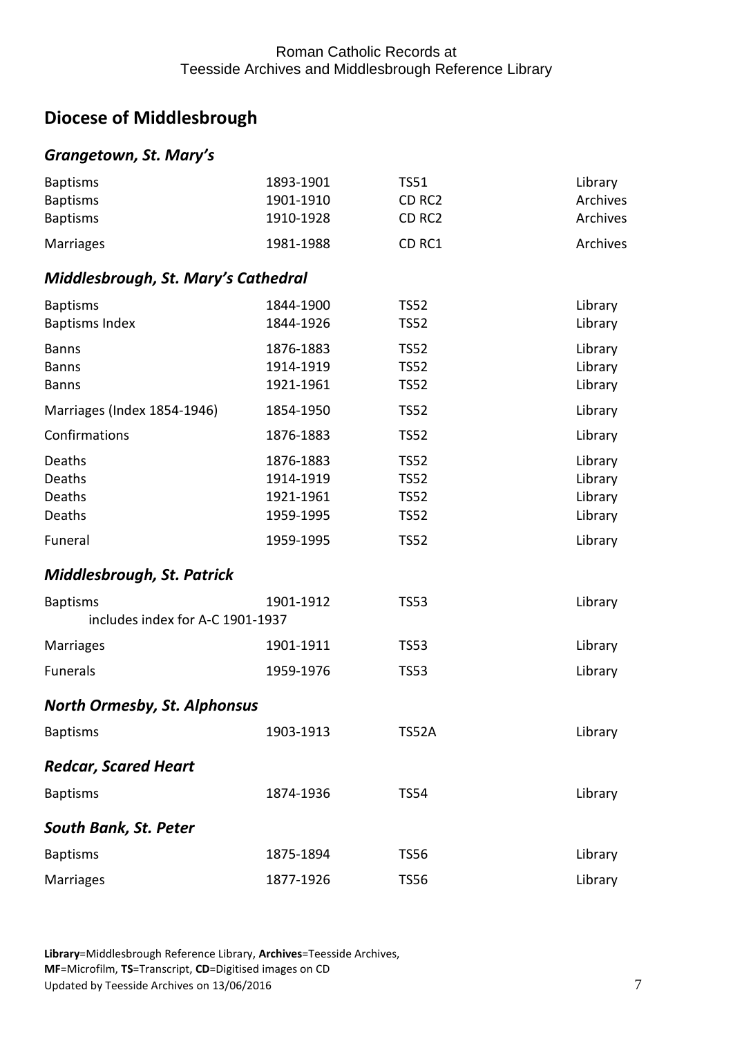## Diocese of Middlesbrough

### *Grangetown, St. Mary's*

| | | | |
|---|---|---|---|
| Baptisms | 1893-1901 | TS51 | Library |
| Baptisms | 1901-1910 | CD RC2 | Archives |
| Baptisms | 1910-1928 | CD RC2 | Archives |
| Marriages | 1981-1988 | CD RC1 | Archives |

### *Middlesbrough, St. Mary's Cathedral*

| | | | |
|---|---|---|---|
| Baptisms | 1844-1900 | TS52 | Library |
| Baptisms Index | 1844-1926 | TS52 | Library |
| Banns | 1876-1883 | TS52 | Library |
| Banns | 1914-1919 | TS52 | Library |
| Banns | 1921-1961 | TS52 | Library |
| Marriages (Index 1854-1946) | 1854-1950 | TS52 | Library |
| Confirmations | 1876-1883 | TS52 | Library |
| Deaths | 1876-1883 | TS52 | Library |
| Deaths | 1914-1919 | TS52 | Library |
| Deaths | 1921-1961 | TS52 | Library |
| Deaths | 1959-1995 | TS52 | Library |
| Funeral | 1959-1995 | TS52 | Library |

### *Middlesbrough, St. Patrick*

| | | | |
|---|---|---|---|
| Baptisms<br>includes index for A-C 1901-1937 | 1901-1912 | TS53 | Library |
| Marriages | 1901-1911 | TS53 | Library |
| Funerals | 1959-1976 | TS53 | Library |

### *North Ormesby, St. Alphonsus*

| | | | |
|---|---|---|---|
| Baptisms | 1903-1913 | TS52A | Library |

### *Redcar, Scared Heart*

| | | | |
|---|---|---|---|
| Baptisms | 1874-1936 | TS54 | Library |

### *South Bank, St. Peter*

| | | | |
|---|---|---|---|
| Baptisms | 1875-1894 | TS56 | Library |
| Marriages | 1877-1926 | TS56 | Library |

**Library**=Middlesbrough Reference Library, **Archives**=Teesside Archives,
**MF**=Microfilm, **TS**=Transcript, **CD**=Digitised images on CD
Updated by Teesside Archives on 13/06/2016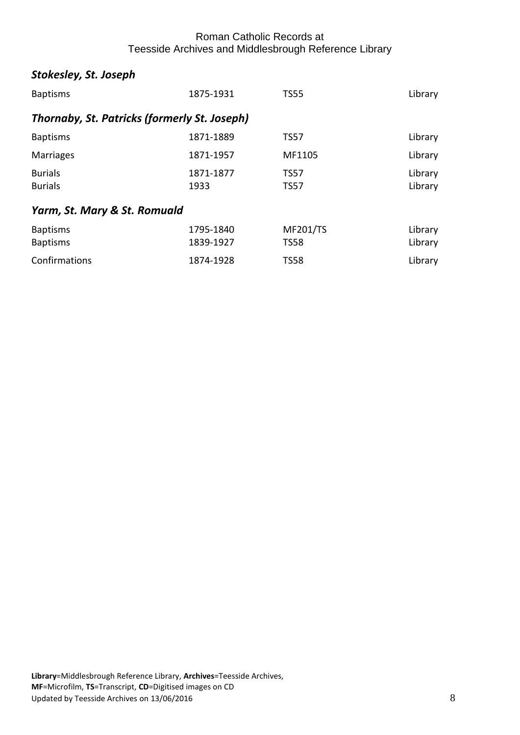### *Stokesley, St. Joseph*

| | | | |
|---|---|---|---|
| Baptisms | 1875-1931 | TS55 | Library |

### *Thornaby, St. Patricks (formerly St. Joseph)*

| | | | |
|---|---|---|---|
| Baptisms | 1871-1889 | TS57 | Library |
| Marriages | 1871-1957 | MF1105 | Library |
| Burials | 1871-1877 | TS57 | Library |
| Burials | 1933 | TS57 | Library |

### *Yarm, St. Mary & St. Romuald*

| | | | |
|---|---|---|---|
| Baptisms | 1795-1840 | MF201/TS | Library |
| Baptisms | 1839-1927 | TS58 | Library |
| Confirmations | 1874-1928 | TS58 | Library |

**Library**=Middlesbrough Reference Library, **Archives**=Teesside Archives,
**MF**=Microfilm, **TS**=Transcript, **CD**=Digitised images on CD
Updated by Teesside Archives on 13/06/2016